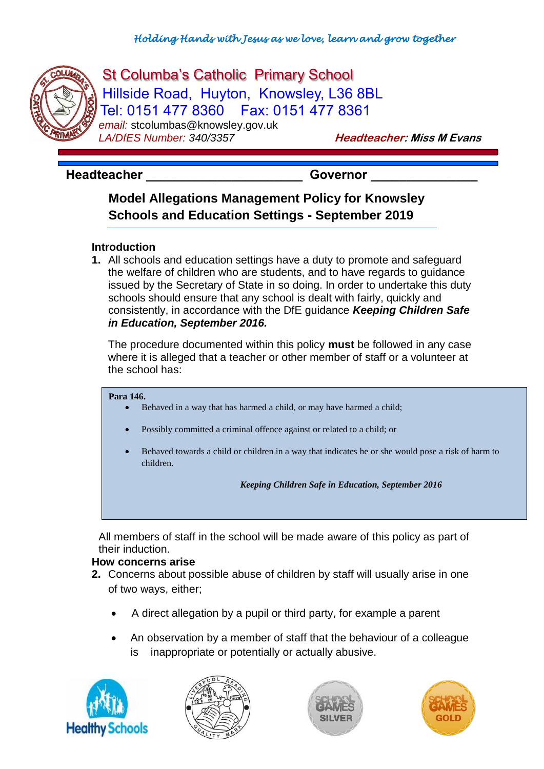*Holding Hands with Jesus as we love, learn and grow together*

St Columba's Catholic Primary School
Hillside Road, Huyton, Knowsley, L36 8BL
Tel: 0151 477 8360 Fax: 0151 477 8361
*email:* stcolumbas@knowsley.gov.uk
*LA/DfES Number: 340/3357* ***Headteacher: Miss M Evans***

**Headteacher _____________________ Governor _______________**

# Model Allegations Management Policy for Knowsley Schools and Education Settings - September 2019

## Introduction

**1.** All schools and education settings have a duty to promote and safeguard the welfare of children who are students, and to have regards to guidance issued by the Secretary of State in so doing. In order to undertake this duty schools should ensure that any school is dealt with fairly, quickly and consistently, in accordance with the DfE guidance ***Keeping Children Safe in Education, September 2016.***

The procedure documented within this policy **must** be followed in any case where it is alleged that a teacher or other member of staff or a volunteer at the school has:

> **Para 146.**
> - Behaved in a way that has harmed a child, or may have harmed a child;
> - Possibly committed a criminal offence against or related to a child; or
> - Behaved towards a child or children in a way that indicates he or she would pose a risk of harm to children.
>
> ***Keeping Children Safe in Education, September 2016***

All members of staff in the school will be made aware of this policy as part of their induction.

## How concerns arise

**2.** Concerns about possible abuse of children by staff will usually arise in one of two ways, either;

- A direct allegation by a pupil or third party, for example a parent
- An observation by a member of staff that the behaviour of a colleague is inappropriate or potentially or actually abusive.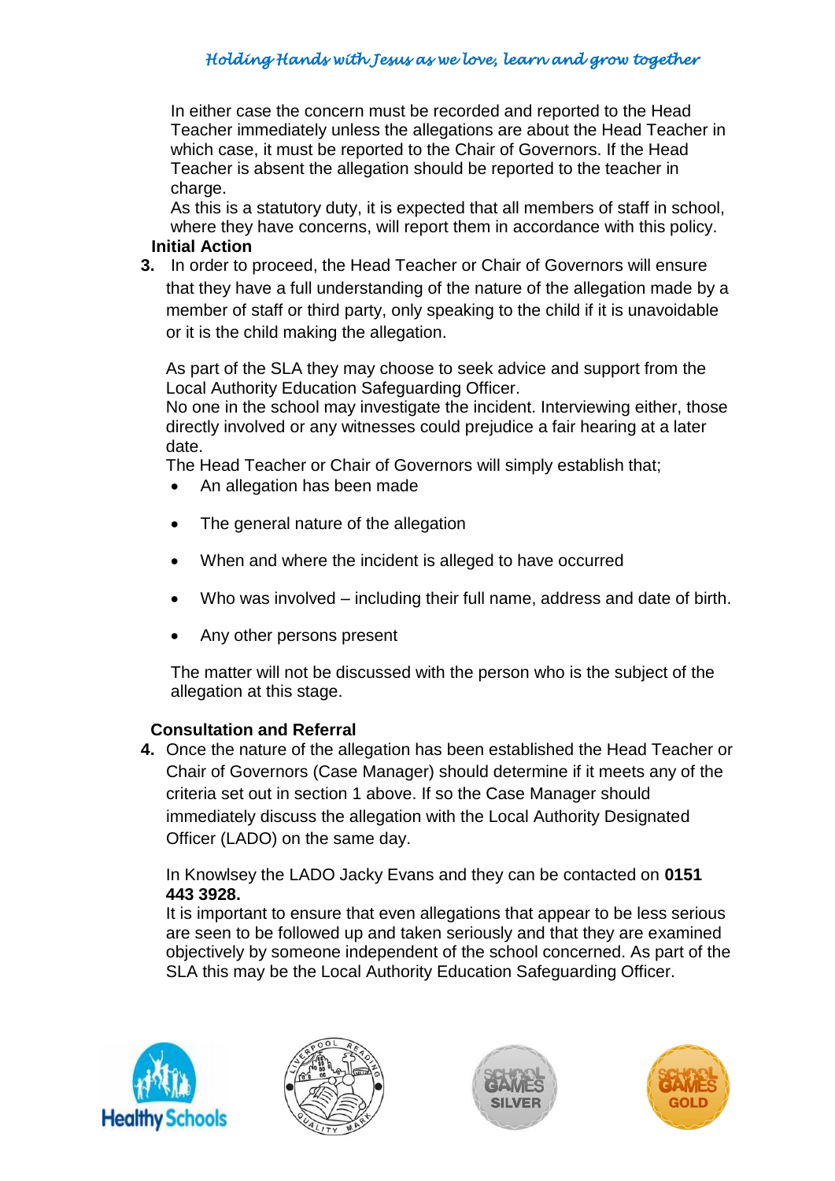In either case the concern must be recorded and reported to the Head Teacher immediately unless the allegations are about the Head Teacher in which case, it must be reported to the Chair of Governors. If the Head Teacher is absent the allegation should be reported to the teacher in charge.

As this is a statutory duty, it is expected that all members of staff in school, where they have concerns, will report them in accordance with this policy.

**Initial Action**

**3.** In order to proceed, the Head Teacher or Chair of Governors will ensure that they have a full understanding of the nature of the allegation made by a member of staff or third party, only speaking to the child if it is unavoidable or it is the child making the allegation.

As part of the SLA they may choose to seek advice and support from the Local Authority Education Safeguarding Officer.

No one in the school may investigate the incident. Interviewing either, those directly involved or any witnesses could prejudice a fair hearing at a later date.

The Head Teacher or Chair of Governors will simply establish that;

- An allegation has been made
- The general nature of the allegation
- When and where the incident is alleged to have occurred
- Who was involved – including their full name, address and date of birth.
- Any other persons present

The matter will not be discussed with the person who is the subject of the allegation at this stage.

**Consultation and Referral**

**4.** Once the nature of the allegation has been established the Head Teacher or Chair of Governors (Case Manager) should determine if it meets any of the criteria set out in section 1 above. If so the Case Manager should immediately discuss the allegation with the Local Authority Designated Officer (LADO) on the same day.

In Knowlsey the LADO Jacky Evans and they can be contacted on **0151 443 3928.**

It is important to ensure that even allegations that appear to be less serious are seen to be followed up and taken seriously and that they are examined objectively by someone independent of the school concerned. As part of the SLA this may be the Local Authority Education Safeguarding Officer.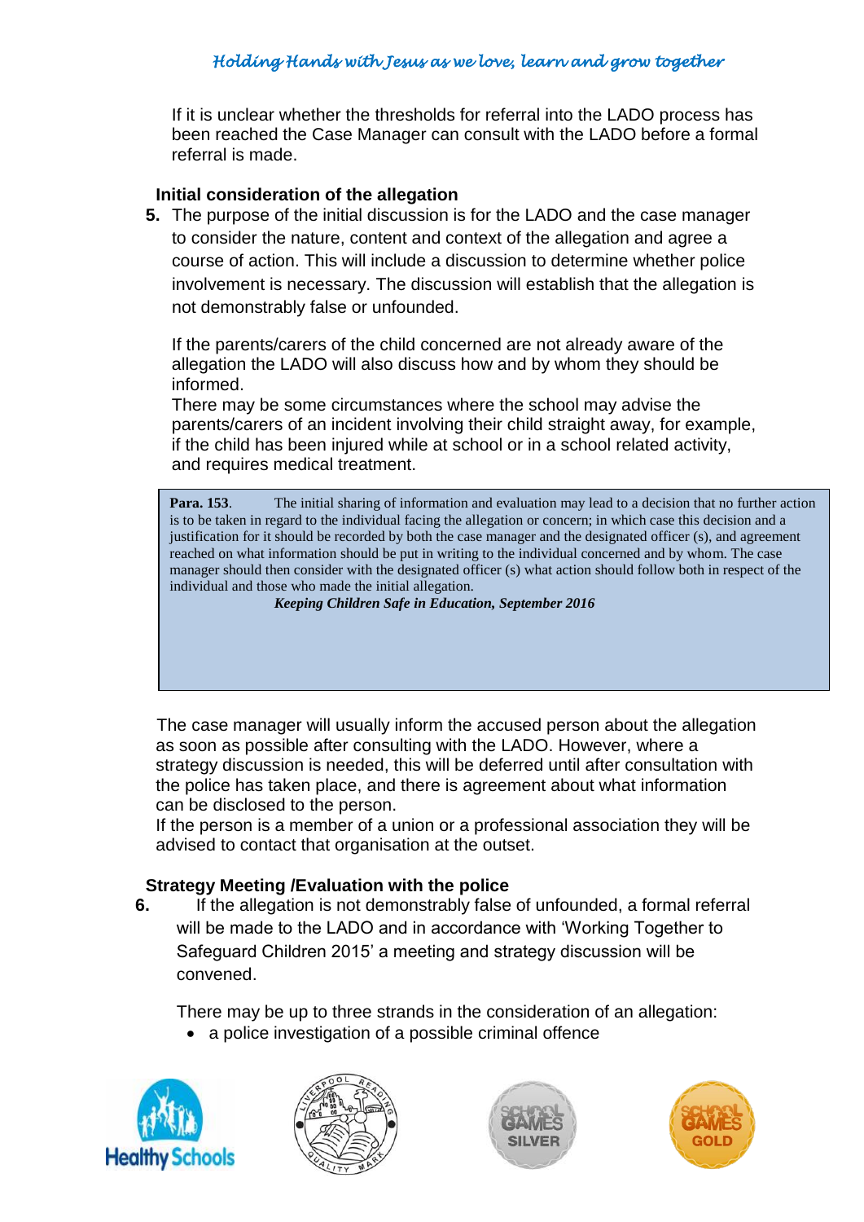If it is unclear whether the thresholds for referral into the LADO process has been reached the Case Manager can consult with the LADO before a formal referral is made.

**Initial consideration of the allegation**

**5.** The purpose of the initial discussion is for the LADO and the case manager to consider the nature, content and context of the allegation and agree a course of action. This will include a discussion to determine whether police involvement is necessary. The discussion will establish that the allegation is not demonstrably false or unfounded.

If the parents/carers of the child concerned are not already aware of the allegation the LADO will also discuss how and by whom they should be informed.

There may be some circumstances where the school may advise the parents/carers of an incident involving their child straight away, for example, if the child has been injured while at school or in a school related activity, and requires medical treatment.

> **Para. 153**. The initial sharing of information and evaluation may lead to a decision that no further action is to be taken in regard to the individual facing the allegation or concern; in which case this decision and a justification for it should be recorded by both the case manager and the designated officer (s), and agreement reached on what information should be put in writing to the individual concerned and by whom. The case manager should then consider with the designated officer (s) what action should follow both in respect of the individual and those who made the initial allegation.
>
> ***Keeping Children Safe in Education, September 2016***

The case manager will usually inform the accused person about the allegation as soon as possible after consulting with the LADO. However, where a strategy discussion is needed, this will be deferred until after consultation with the police has taken place, and there is agreement about what information can be disclosed to the person.

If the person is a member of a union or a professional association they will be advised to contact that organisation at the outset.

**Strategy Meeting /Evaluation with the police**

**6.** If the allegation is not demonstrably false of unfounded, a formal referral will be made to the LADO and in accordance with 'Working Together to Safeguard Children 2015' a meeting and strategy discussion will be convened.

There may be up to three strands in the consideration of an allegation:

- a police investigation of a possible criminal offence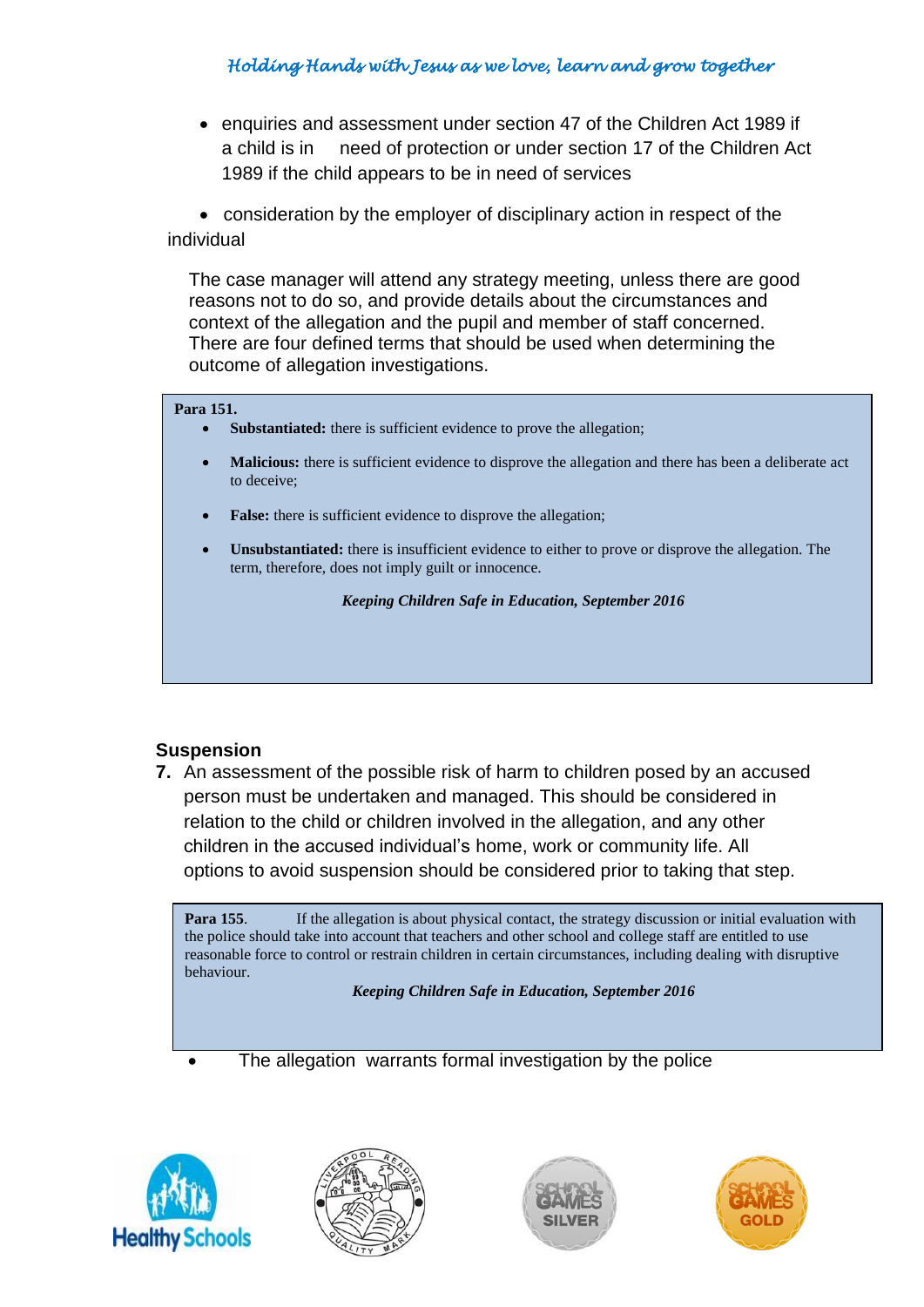- enquiries and assessment under section 47 of the Children Act 1989 if a child is in need of protection or under section 17 of the Children Act 1989 if the child appears to be in need of services

- consideration by the employer of disciplinary action in respect of the individual

The case manager will attend any strategy meeting, unless there are good reasons not to do so, and provide details about the circumstances and context of the allegation and the pupil and member of staff concerned. There are four defined terms that should be used when determining the outcome of allegation investigations.

> **Para 151.**
>
> - **Substantiated:** there is sufficient evidence to prove the allegation;
> - **Malicious:** there is sufficient evidence to disprove the allegation and there has been a deliberate act to deceive;
> - **False:** there is sufficient evidence to disprove the allegation;
> - **Unsubstantiated:** there is insufficient evidence to either to prove or disprove the allegation. The term, therefore, does not imply guilt or innocence.
>
> ***Keeping Children Safe in Education, September 2016***

## Suspension

**7.** An assessment of the possible risk of harm to children posed by an accused person must be undertaken and managed. This should be considered in relation to the child or children involved in the allegation, and any other children in the accused individual's home, work or community life. All options to avoid suspension should be considered prior to taking that step.

> **Para 155**. If the allegation is about physical contact, the strategy discussion or initial evaluation with the police should take into account that teachers and other school and college staff are entitled to use reasonable force to control or restrain children in certain circumstances, including dealing with disruptive behaviour.
>
> ***Keeping Children Safe in Education, September 2016***

- The allegation warrants formal investigation by the police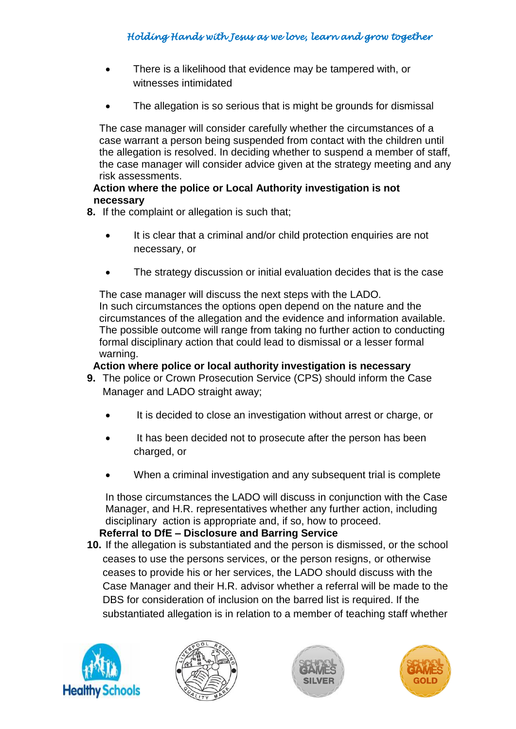- There is a likelihood that evidence may be tampered with, or witnesses intimidated
- The allegation is so serious that is might be grounds for dismissal

The case manager will consider carefully whether the circumstances of a case warrant a person being suspended from contact with the children until the allegation is resolved. In deciding whether to suspend a member of staff, the case manager will consider advice given at the strategy meeting and any risk assessments.

**Action where the police or Local Authority investigation is not necessary**

**8.** If the complaint or allegation is such that;

- It is clear that a criminal and/or child protection enquiries are not necessary, or
- The strategy discussion or initial evaluation decides that is the case

The case manager will discuss the next steps with the LADO.
In such circumstances the options open depend on the nature and the circumstances of the allegation and the evidence and information available. The possible outcome will range from taking no further action to conducting formal disciplinary action that could lead to dismissal or a lesser formal warning.

**Action where police or local authority investigation is necessary**

**9.** The police or Crown Prosecution Service (CPS) should inform the Case Manager and LADO straight away;

- It is decided to close an investigation without arrest or charge, or
- It has been decided not to prosecute after the person has been charged, or
- When a criminal investigation and any subsequent trial is complete

In those circumstances the LADO will discuss in conjunction with the Case Manager, and H.R. representatives whether any further action, including disciplinary action is appropriate and, if so, how to proceed.

**Referral to DfE – Disclosure and Barring Service**

**10.** If the allegation is substantiated and the person is dismissed, or the school ceases to use the persons services, or the person resigns, or otherwise ceases to provide his or her services, the LADO should discuss with the Case Manager and their H.R. advisor whether a referral will be made to the DBS for consideration of inclusion on the barred list is required. If the substantiated allegation is in relation to a member of teaching staff whether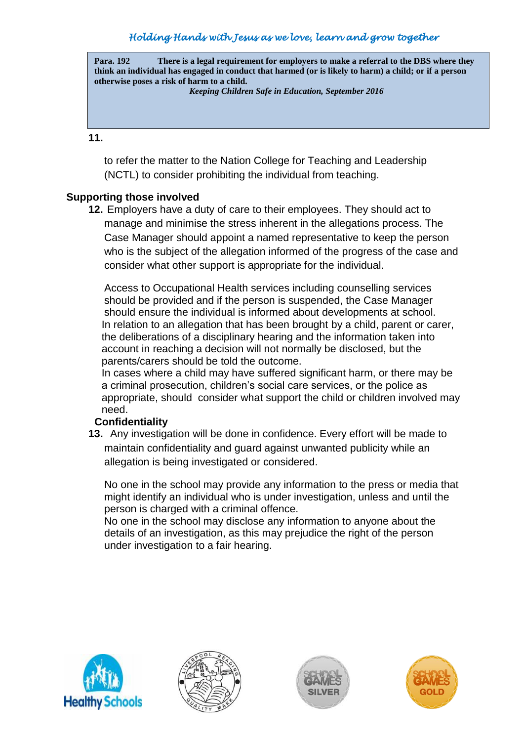> **Para. 192** There is a legal requirement for employers to make a referral to the DBS where they think an individual has engaged in conduct that harmed (or is likely to harm) a child; or if a person otherwise poses a risk of harm to a child.
>
> *Keeping Children Safe in Education, September 2016*

**11.**

to refer the matter to the Nation College for Teaching and Leadership (NCTL) to consider prohibiting the individual from teaching.

**Supporting those involved**

**12.** Employers have a duty of care to their employees. They should act to manage and minimise the stress inherent in the allegations process. The Case Manager should appoint a named representative to keep the person who is the subject of the allegation informed of the progress of the case and consider what other support is appropriate for the individual.

Access to Occupational Health services including counselling services should be provided and if the person is suspended, the Case Manager should ensure the individual is informed about developments at school.
In relation to an allegation that has been brought by a child, parent or carer, the deliberations of a disciplinary hearing and the information taken into account in reaching a decision will not normally be disclosed, but the parents/carers should be told the outcome.
In cases where a child may have suffered significant harm, or there may be a criminal prosecution, children's social care services, or the police as appropriate, should consider what support the child or children involved may need.

**Confidentiality**

**13.** Any investigation will be done in confidence. Every effort will be made to maintain confidentiality and guard against unwanted publicity while an allegation is being investigated or considered.

No one in the school may provide any information to the press or media that might identify an individual who is under investigation, unless and until the person is charged with a criminal offence.
No one in the school may disclose any information to anyone about the details of an investigation, as this may prejudice the right of the person under investigation to a fair hearing.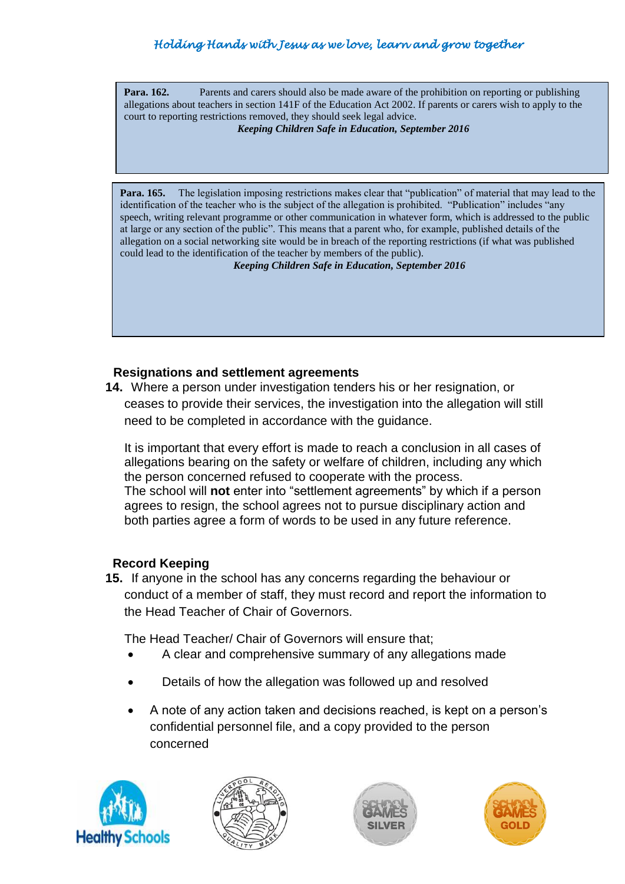> **Para. 162.** Parents and carers should also be made aware of the prohibition on reporting or publishing allegations about teachers in section 141F of the Education Act 2002. If parents or carers wish to apply to the court to reporting restrictions removed, they should seek legal advice.
>
> ***Keeping Children Safe in Education, September 2016***

> **Para. 165.** The legislation imposing restrictions makes clear that "publication" of material that may lead to the identification of the teacher who is the subject of the allegation is prohibited. "Publication" includes "any speech, writing relevant programme or other communication in whatever form, which is addressed to the public at large or any section of the public". This means that a parent who, for example, published details of the allegation on a social networking site would be in breach of the reporting restrictions (if what was published could lead to the identification of the teacher by members of the public).
>
> ***Keeping Children Safe in Education, September 2016***

### Resignations and settlement agreements

**14.** Where a person under investigation tenders his or her resignation, or ceases to provide their services, the investigation into the allegation will still need to be completed in accordance with the guidance.

It is important that every effort is made to reach a conclusion in all cases of allegations bearing on the safety or welfare of children, including any which the person concerned refused to cooperate with the process.
The school will **not** enter into "settlement agreements" by which if a person agrees to resign, the school agrees not to pursue disciplinary action and both parties agree a form of words to be used in any future reference.

### Record Keeping

**15.** If anyone in the school has any concerns regarding the behaviour or conduct of a member of staff, they must record and report the information to the Head Teacher of Chair of Governors.

The Head Teacher/ Chair of Governors will ensure that;

- A clear and comprehensive summary of any allegations made
- Details of how the allegation was followed up and resolved
- A note of any action taken and decisions reached, is kept on a person's confidential personnel file, and a copy provided to the person concerned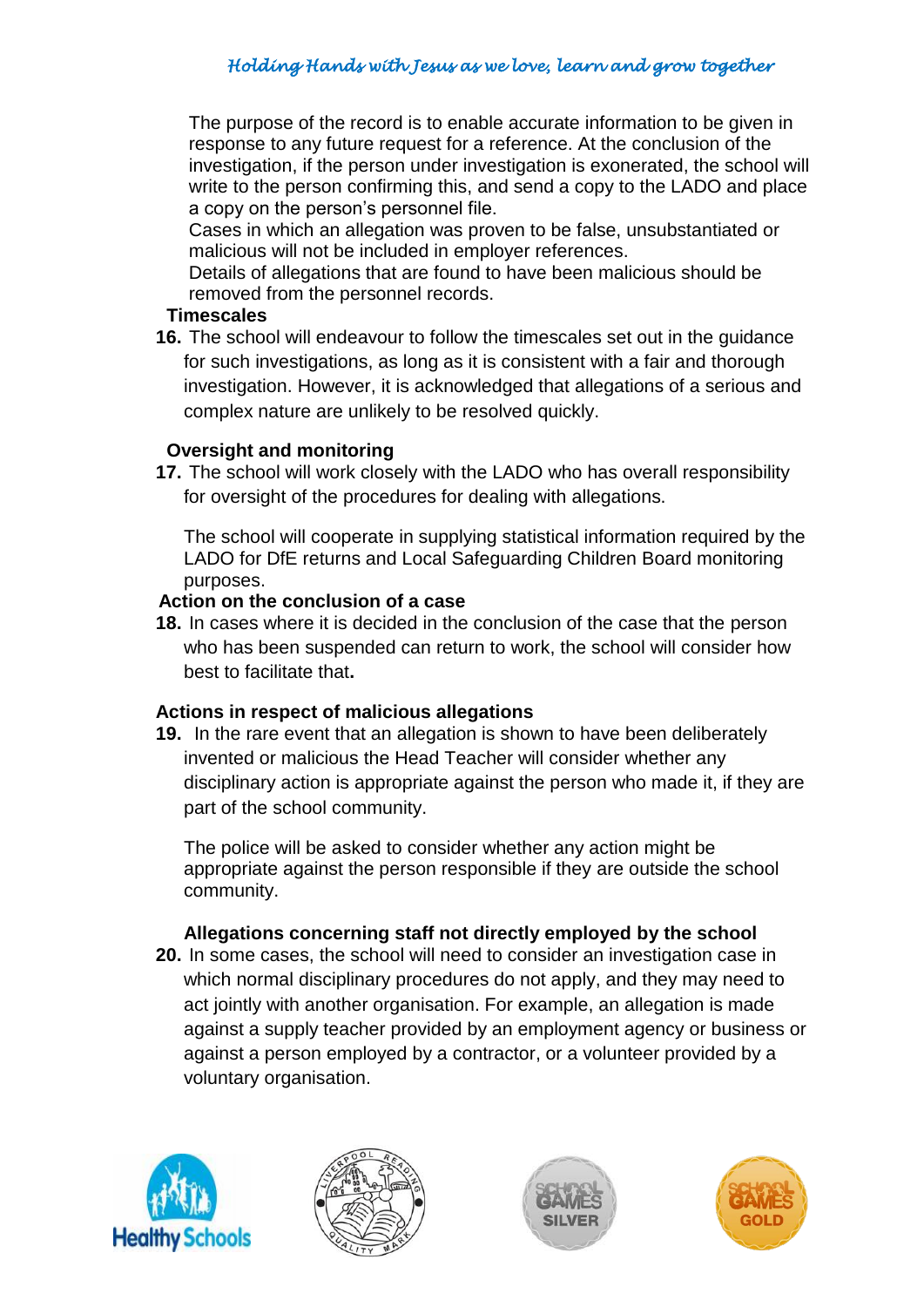The purpose of the record is to enable accurate information to be given in response to any future request for a reference. At the conclusion of the investigation, if the person under investigation is exonerated, the school will write to the person confirming this, and send a copy to the LADO and place a copy on the person's personnel file.

Cases in which an allegation was proven to be false, unsubstantiated or malicious will not be included in employer references.

Details of allegations that are found to have been malicious should be removed from the personnel records.

**Timescales**

**16.** The school will endeavour to follow the timescales set out in the guidance for such investigations, as long as it is consistent with a fair and thorough investigation. However, it is acknowledged that allegations of a serious and complex nature are unlikely to be resolved quickly.

**Oversight and monitoring**

**17.** The school will work closely with the LADO who has overall responsibility for oversight of the procedures for dealing with allegations.

The school will cooperate in supplying statistical information required by the LADO for DfE returns and Local Safeguarding Children Board monitoring purposes.

**Action on the conclusion of a case**

**18.** In cases where it is decided in the conclusion of the case that the person who has been suspended can return to work, the school will consider how best to facilitate that**.**

**Actions in respect of malicious allegations**

**19.** In the rare event that an allegation is shown to have been deliberately invented or malicious the Head Teacher will consider whether any disciplinary action is appropriate against the person who made it, if they are part of the school community.

The police will be asked to consider whether any action might be appropriate against the person responsible if they are outside the school community.

**Allegations concerning staff not directly employed by the school**

**20.** In some cases, the school will need to consider an investigation case in which normal disciplinary procedures do not apply, and they may need to act jointly with another organisation. For example, an allegation is made against a supply teacher provided by an employment agency or business or against a person employed by a contractor, or a volunteer provided by a voluntary organisation.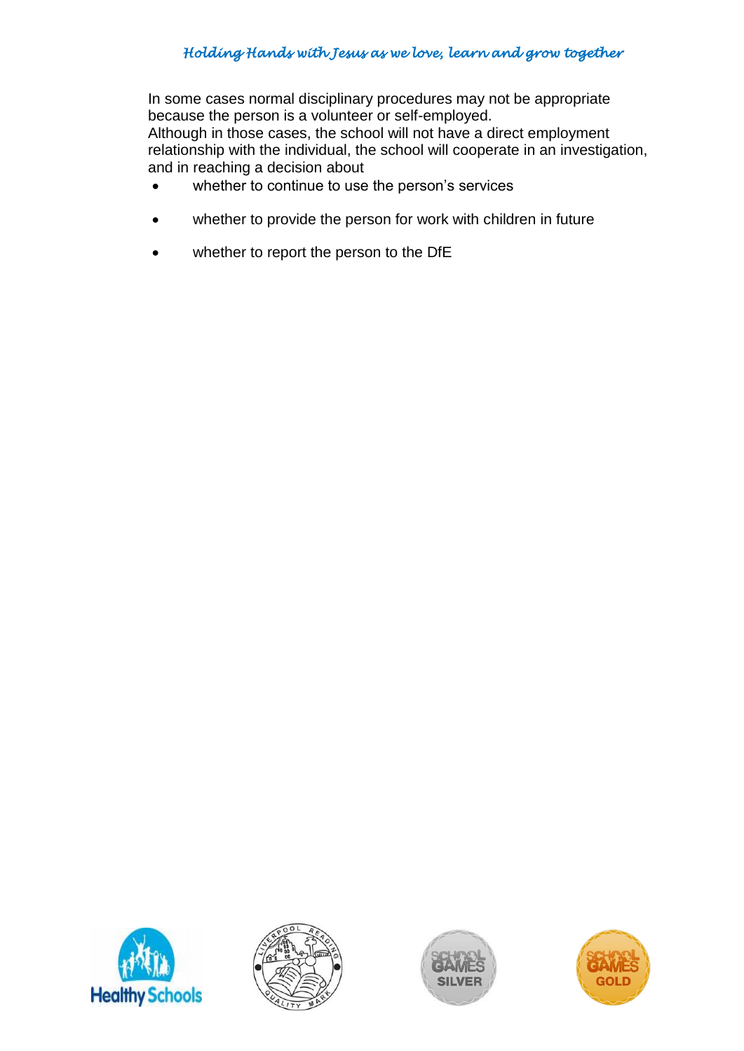In some cases normal disciplinary procedures may not be appropriate because the person is a volunteer or self-employed.
Although in those cases, the school will not have a direct employment relationship with the individual, the school will cooperate in an investigation, and in reaching a decision about

- whether to continue to use the person's services
- whether to provide the person for work with children in future
- whether to report the person to the DfE